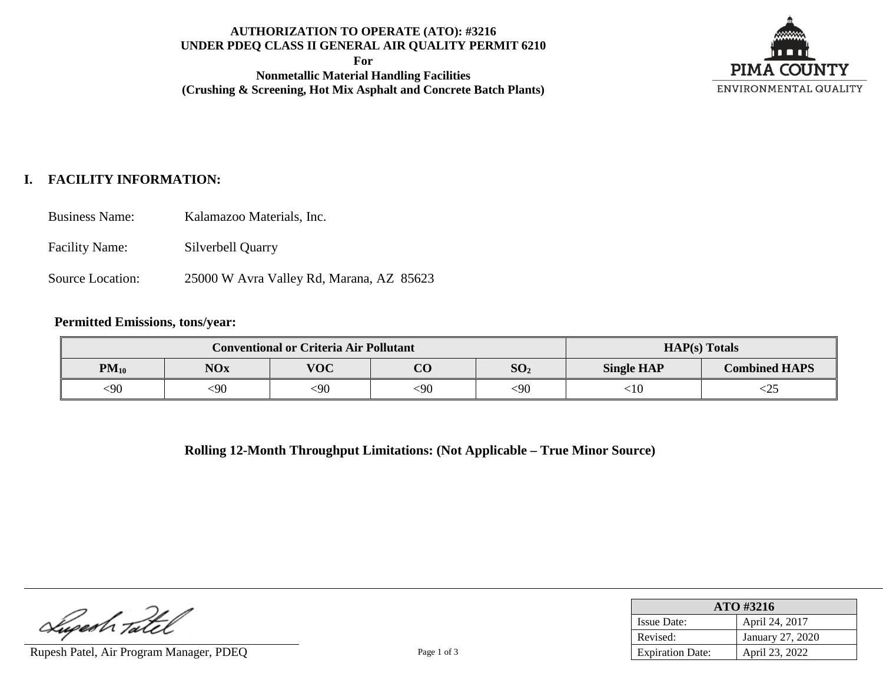**AUTHORIZATION TO OPERATE (ATO): #3216**
**UNDER PDEQ CLASS II GENERAL AIR QUALITY PERMIT 6210**
**For**
**Nonmetallic Material Handling Facilities**
**(Crushing & Screening, Hot Mix Asphalt and Concrete Batch Plants)**

PIMA COUNTY
ENVIRONMENTAL QUALITY

## I. FACILITY INFORMATION:

Business Name: Kalamazoo Materials, Inc.

Facility Name: Silverbell Quarry

Source Location: 25000 W Avra Valley Rd, Marana, AZ 85623

**Permitted Emissions, tons/year:**

| Conventional or Criteria Air Pollutant | | | | | HAP(s) Totals | |
|---|---|---|---|---|---|---|
| $PM_{10}$ | NOx | VOC | CO | $SO_2$ | Single HAP | Combined HAPS |
| <90 | <90 | <90 | <90 | <90 | <10 | <25 |

**Rolling 12-Month Throughput Limitations: (Not Applicable – True Minor Source)**

Rupesh Patel, Air Program Manager, PDEQ

| ATO #3216 | |
|---|---|
| Issue Date: | April 24, 2017 |
| Revised: | January 27, 2020 |
| Expiration Date: | April 23, 2022 |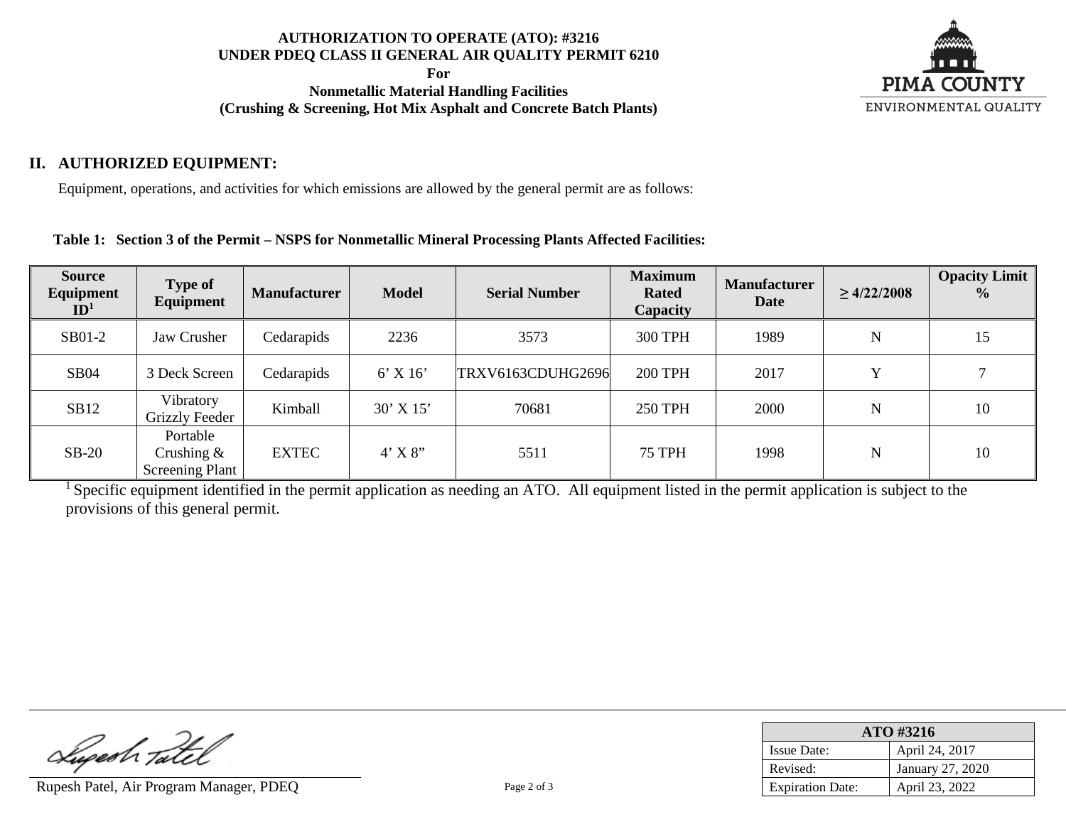**AUTHORIZATION TO OPERATE (ATO): #3216**
**UNDER PDEQ CLASS II GENERAL AIR QUALITY PERMIT 6210**
**For**
**Nonmetallic Material Handling Facilities**
**(Crushing & Screening, Hot Mix Asphalt and Concrete Batch Plants)**

PIMA COUNTY ENVIRONMENTAL QUALITY

## II. AUTHORIZED EQUIPMENT:

Equipment, operations, and activities for which emissions are allowed by the general permit are as follows:

**Table 1: Section 3 of the Permit – NSPS for Nonmetallic Mineral Processing Plants Affected Facilities:**

| Source Equipment ID[1] | Type of Equipment | Manufacturer | Model | Serial Number | Maximum Rated Capacity | Manufacturer Date | ≥ 4/22/2008 | Opacity Limit % |
|---|---|---|---|---|---|---|---|---|
| SB01-2 | Jaw Crusher | Cedarapids | 2236 | 3573 | 300 TPH | 1989 | N | 15 |
| SB04 | 3 Deck Screen | Cedarapids | 6' X 16' | TRXV6163CDUHG2696 | 200 TPH | 2017 | Y | 7 |
| SB12 | Vibratory Grizzly Feeder | Kimball | 30' X 15' | 70681 | 250 TPH | 2000 | N | 10 |
| SB-20 | Portable Crushing & Screening Plant | EXTEC | 4' X 8" | 5511 | 75 TPH | 1998 | N | 10 |

[1] Specific equipment identified in the permit application as needing an ATO. All equipment listed in the permit application is subject to the provisions of this general permit.

Rupesh Patel, Air Program Manager, PDEQ

| ATO #3216 | |
|---|---|
| Issue Date: | April 24, 2017 |
| Revised: | January 27, 2020 |
| Expiration Date: | April 23, 2022 |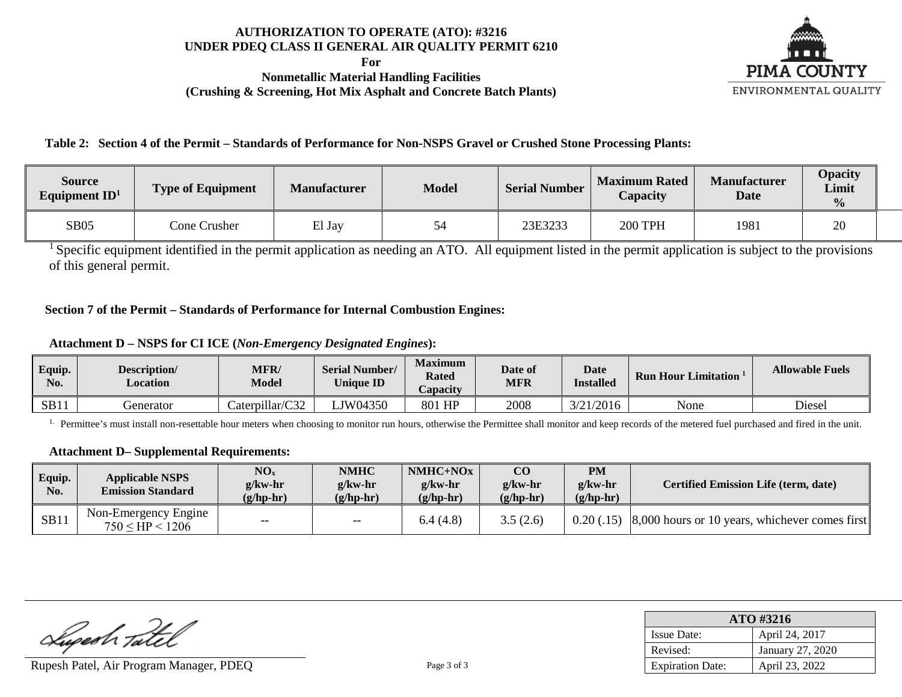# AUTHORIZATION TO OPERATE (ATO): #3216
## UNDER PDEQ CLASS II GENERAL AIR QUALITY PERMIT 6210
## For
## Nonmetallic Material Handling Facilities
## (Crushing & Screening, Hot Mix Asphalt and Concrete Batch Plants)

PIMA COUNTY
ENVIRONMENTAL QUALITY

**Table 2: Section 4 of the Permit – Standards of Performance for Non-NSPS Gravel or Crushed Stone Processing Plants:**

| Source Equipment ID[1] | Type of Equipment | Manufacturer | Model | Serial Number | Maximum Rated Capacity | Manufacturer Date | Opacity Limit % |
|---|---|---|---|---|---|---|---|
| SB05 | Cone Crusher | El Jay | 54 | 23E3233 | 200 TPH | 1981 | 20 |

[1] Specific equipment identified in the permit application as needing an ATO. All equipment listed in the permit application is subject to the provisions of this general permit.

**Section 7 of the Permit – Standards of Performance for Internal Combustion Engines:**

**Attachment D – NSPS for CI ICE (*Non-Emergency Designated Engines*):**

| Equip. No. | Description/ Location | MFR/ Model | Serial Number/ Unique ID | Maximum Rated Capacity | Date of MFR | Date Installed | Run Hour Limitation [1] | Allowable Fuels |
|---|---|---|---|---|---|---|---|---|
| SB11 | Generator | Caterpillar/C32 | LJW04350 | 801 HP | 2008 | 3/21/2016 | None | Diesel |

[1.] Permittee's must install non-resettable hour meters when choosing to monitor run hours, otherwise the Permittee shall monitor and keep records of the metered fuel purchased and fired in the unit.

**Attachment D– Supplemental Requirements:**

| Equip. No. | Applicable NSPS Emission Standard | $NO_x$ g/kw-hr (g/hp-hr) | NMHC g/kw-hr (g/hp-hr) | NMHC+NOx g/kw-hr (g/hp-hr) | CO g/kw-hr (g/hp-hr) | PM g/kw-hr (g/hp-hr) | Certified Emission Life (term, date) |
|---|---|---|---|---|---|---|---|
| SB11 | Non-Emergency Engine $750 \leq HP < 1206$ | -- | -- | 6.4 (4.8) | 3.5 (2.6) | 0.20 (.15) | 8,000 hours or 10 years, whichever comes first |

Rupesh Patel, Air Program Manager, PDEQ

| ATO #3216 | |
|---|---|
| Issue Date: | April 24, 2017 |
| Revised: | January 27, 2020 |
| Expiration Date: | April 23, 2022 |